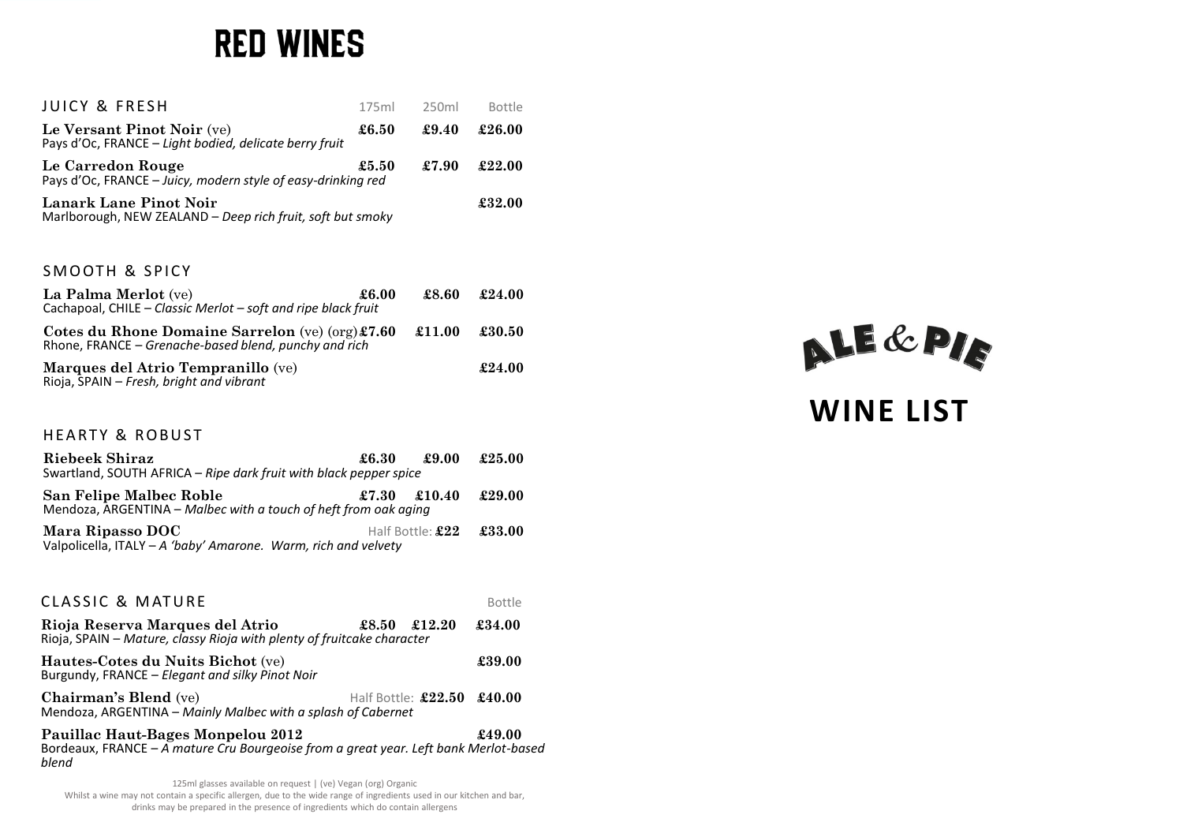# RED WINES

| JUICY & FRESH | 175ml | 250ml | Bottle |
|---|---|---|---|
| **Le Versant Pinot Noir** (ve)<br>Pays d'Oc, FRANCE – *Light bodied, delicate berry fruit* | **£6.50** | **£9.40** | **£26.00** |
| **Le Carredon Rouge**<br>Pays d'Oc, FRANCE – *Juicy, modern style of easy-drinking red* | **£5.50** | **£7.90** | **£22.00** |
| **Lanark Lane Pinot Noir**<br>Marlborough, NEW ZEALAND – *Deep rich fruit, soft but smoky* | | | **£32.00** |

| SMOOTH & SPICY | 175ml | 250ml | Bottle |
|---|---|---|---|
| **La Palma Merlot** (ve)<br>Cachapoal, CHILE – *Classic Merlot – soft and ripe black fruit* | **£6.00** | **£8.60** | **£24.00** |
| **Cotes du Rhone Domaine Sarrelon** (ve) (org)<br>Rhone, FRANCE – *Grenache-based blend, punchy and rich* | **£7.60** | **£11.00** | **£30.50** |
| **Marques del Atrio Tempranillo** (ve)<br>Rioja, SPAIN – *Fresh, bright and vibrant* | | | **£24.00** |

| HEARTY & ROBUST | 175ml | 250ml | Bottle |
|---|---|---|---|
| **Riebeek Shiraz**<br>Swartland, SOUTH AFRICA – *Ripe dark fruit with black pepper spice* | **£6.30** | **£9.00** | **£25.00** |
| **San Felipe Malbec Roble**<br>Mendoza, ARGENTINA – *Malbec with a touch of heft from oak aging* | **£7.30** | **£10.40** | **£29.00** |
| **Mara Ripasso DOC**<br>Valpolicella, ITALY – *A 'baby' Amarone. Warm, rich and velvety* | Half Bottle: **£22** | | **£33.00** |

| CLASSIC & MATURE | | | Bottle |
|---|---|---|---|
| **Rioja Reserva Marques del Atrio**<br>Rioja, SPAIN – *Mature, classy Rioja with plenty of fruitcake character* | **£8.50** | **£12.20** | **£34.00** |
| **Hautes-Cotes du Nuits Bichot** (ve)<br>Burgundy, FRANCE – *Elegant and silky Pinot Noir* | | | **£39.00** |
| **Chairman's Blend** (ve)<br>Mendoza, ARGENTINA – *Mainly Malbec with a splash of Cabernet* | Half Bottle: **£22.50** | | **£40.00** |
| **Pauillac Haut-Bages Monpelou 2012**<br>Bordeaux, FRANCE – *A mature Cru Bourgeoise from a great year. Left bank Merlot-based blend* | | | **£49.00** |

125ml glasses available on request | (ve) Vegan (org) Organic

Whilst a wine may not contain a specific allergen, due to the wide range of ingredients used in our kitchen and bar, drinks may be prepared in the presence of ingredients which do contain allergens

ALE & PIE

# WINE LIST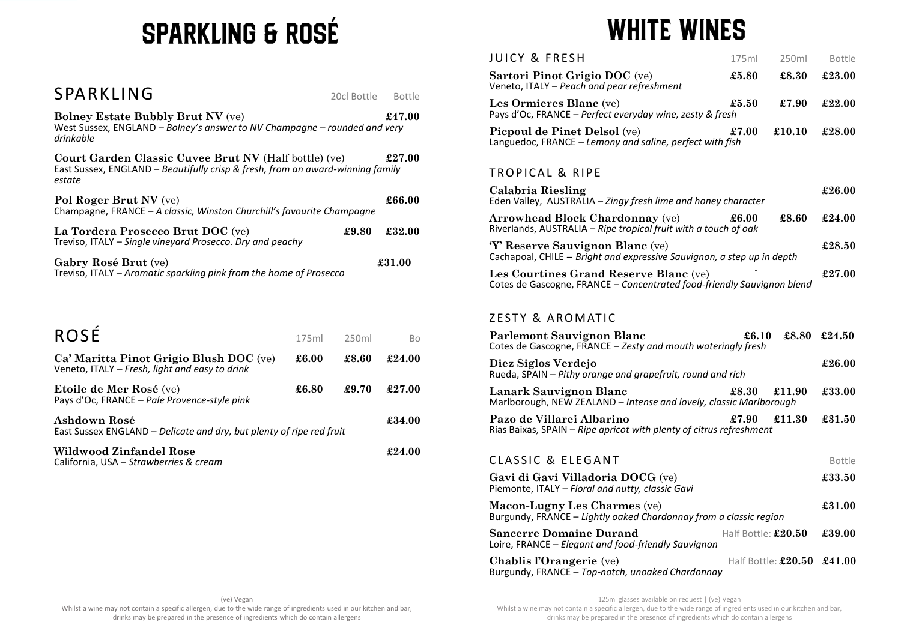# SPARKLING & ROSÉ

## SPARKLING

| | 20cl Bottle | Bottle |
|---|---|---|
| **Bolney Estate Bubbly Brut NV** (ve)<br>West Sussex, ENGLAND – *Bolney's answer to NV Champagne – rounded and very drinkable* | | **£47.00** |
| **Court Garden Classic Cuvee Brut NV** (Half bottle) (ve)<br>East Sussex, ENGLAND – *Beautifully crisp & fresh, from an award-winning family estate* | | **£27.00** |
| **Pol Roger Brut NV** (ve)<br>Champagne, FRANCE – *A classic, Winston Churchill's favourite Champagne* | | **£66.00** |
| **La Tordera Prosecco Brut DOC** (ve)<br>Treviso, ITALY – *Single vineyard Prosecco. Dry and peachy* | **£9.80** | **£32.00** |
| **Gabry Rosé Brut** (ve)<br>Treviso, ITALY – *Aromatic sparkling pink from the home of Prosecco* | | **£31.00** |

## ROSÉ

| | 175ml | 250ml | Bo |
|---|---|---|---|
| **Ca' Maritta Pinot Grigio Blush DOC** (ve)<br>Veneto, ITALY – *Fresh, light and easy to drink* | **£6.00** | **£8.60** | **£24.00** |
| **Etoile de Mer Rosé** (ve)<br>Pays d'Oc, FRANCE – *Pale Provence-style pink* | **£6.80** | **£9.70** | **£27.00** |
| **Ashdown Rosé**<br>East Sussex ENGLAND – *Delicate and dry, but plenty of ripe red fruit* | | | **£34.00** |
| **Wildwood Zinfandel Rose**<br>California, USA – *Strawberries & cream* | | | **£24.00** |

(ve) Vegan
Whilst a wine may not contain a specific allergen, due to the wide range of ingredients used in our kitchen and bar, drinks may be prepared in the presence of ingredients which do contain allergens

# WHITE WINES

## JUICY & FRESH

| | 175ml | 250ml | Bottle |
|---|---|---|---|
| **Sartori Pinot Grigio DOC** (ve)<br>Veneto, ITALY – *Peach and pear refreshment* | **£5.80** | **£8.30** | **£23.00** |
| **Les Ormieres Blanc** (ve)<br>Pays d'Oc, FRANCE – *Perfect everyday wine, zesty & fresh* | **£5.50** | **£7.90** | **£22.00** |
| **Picpoul de Pinet Delsol** (ve)<br>Languedoc, FRANCE – *Lemony and saline, perfect with fish* | **£7.00** | **£10.10** | **£28.00** |

## TROPICAL & RIPE

| | 175ml | 250ml | Bottle |
|---|---|---|---|
| **Calabria Riesling**<br>Eden Valley, AUSTRALIA – *Zingy fresh lime and honey character* | | | **£26.00** |
| **Arrowhead Block Chardonnay** (ve)<br>Riverlands, AUSTRALIA – *Ripe tropical fruit with a touch of oak* | **£6.00** | **£8.60** | **£24.00** |
| **'Y' Reserve Sauvignon Blanc** (ve)<br>Cachapoal, CHILE – *Bright and expressive Sauvignon, a step up in depth* | | | **£28.50** |
| **Les Courtines Grand Reserve Blanc** (ve)<br>Cotes de Gascogne, FRANCE – *Concentrated food-friendly Sauvignon blend* | | | **£27.00** |

## ZESTY & AROMATIC

| | 175ml | 250ml | Bottle |
|---|---|---|---|
| **Parlemont Sauvignon Blanc**<br>Cotes de Gascogne, FRANCE – *Zesty and mouth wateringly fresh* | **£6.10** | **£8.80** | **£24.50** |
| **Diez Siglos Verdejo**<br>Rueda, SPAIN – *Pithy orange and grapefruit, round and rich* | | | **£26.00** |
| **Lanark Sauvignon Blanc**<br>Marlborough, NEW ZEALAND – *Intense and lovely, classic Marlborough* | **£8.30** | **£11.90** | **£33.00** |
| **Pazo de Villarei Albarino**<br>Rias Baixas, SPAIN – *Ripe apricot with plenty of citrus refreshment* | **£7.90** | **£11.30** | **£31.50** |

## CLASSIC & ELEGANT

| | | Bottle |
|---|---|---|
| **Gavi di Gavi Villadoria DOCG** (ve)<br>Piemonte, ITALY – *Floral and nutty, classic Gavi* | | **£33.50** |
| **Macon-Lugny Les Charmes** (ve)<br>Burgundy, FRANCE – *Lightly oaked Chardonnay from a classic region* | | **£31.00** |
| **Sancerre Domaine Durand**<br>Loire, FRANCE – *Elegant and food-friendly Sauvignon* | Half Bottle: **£20.50** | **£39.00** |
| **Chablis l'Orangerie** (ve)<br>Burgundy, FRANCE – *Top-notch, unoaked Chardonnay* | Half Bottle: **£20.50** | **£41.00** |

125ml glasses available on request | (ve) Vegan
Whilst a wine may not contain a specific allergen, due to the wide range of ingredients used in our kitchen and bar, drinks may be prepared in the presence of ingredients which do contain allergens